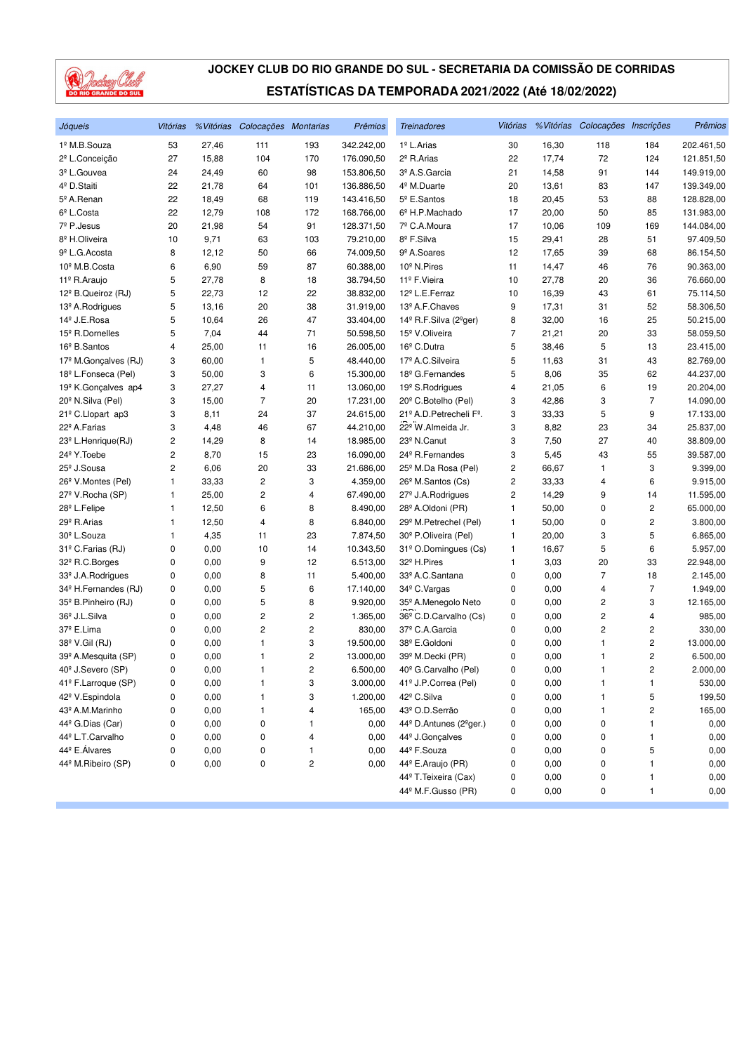# JOCKEY CLUB DO RIO GRANDE DO SUL - SECRETARIA DA COMISSÃO DE CORRIDAS

## ESTATÍSTICAS DA TEMPORADA 2021/2022 (Até 18/02/2022)

| *Jóqueis* | *Vitórias* | *%Vitórias* | *Colocações* | *Montarias* | *Prêmios* |
|---|---|---|---|---|---|
| 1º M.B.Souza | 53 | 27,46 | 111 | 193 | 342.242,00 |
| 2º L.Conceição | 27 | 15,88 | 104 | 170 | 176.090,50 |
| 3º L.Gouvea | 24 | 24,49 | 60 | 98 | 153.806,50 |
| 4º D.Staiti | 22 | 21,78 | 64 | 101 | 136.886,50 |
| 5º A.Renan | 22 | 18,49 | 68 | 119 | 143.416,50 |
| 6º L.Costa | 22 | 12,79 | 108 | 172 | 168.766,00 |
| 7º P.Jesus | 20 | 21,98 | 54 | 91 | 128.371,50 |
| 8º H.Oliveira | 10 | 9,71 | 63 | 103 | 79.210,00 |
| 9º L.G.Acosta | 8 | 12,12 | 50 | 66 | 74.009,50 |
| 10º M.B.Costa | 6 | 6,90 | 59 | 87 | 60.388,00 |
| 11º R.Araujo | 5 | 27,78 | 8 | 18 | 38.794,50 |
| 12º B.Queiroz (RJ) | 5 | 22,73 | 12 | 22 | 38.832,00 |
| 13º A.Rodrigues | 5 | 13,16 | 20 | 38 | 31.919,00 |
| 14º J.E.Rosa | 5 | 10,64 | 26 | 47 | 33.404,00 |
| 15º R.Dornelles | 5 | 7,04 | 44 | 71 | 50.598,50 |
| 16º B.Santos | 4 | 25,00 | 11 | 16 | 26.005,00 |
| 17º M.Gonçalves (RJ) | 3 | 60,00 | 1 | 5 | 48.440,00 |
| 18º L.Fonseca (Pel) | 3 | 50,00 | 3 | 6 | 15.300,00 |
| 19º K.Gonçalves ap4 | 3 | 27,27 | 4 | 11 | 13.060,00 |
| 20º N.Silva (Pel) | 3 | 15,00 | 7 | 20 | 17.231,00 |
| 21º C.Llopart ap3 | 3 | 8,11 | 24 | 37 | 24.615,00 |
| 22º A.Farias | 3 | 4,48 | 46 | 67 | 44.210,00 |
| 23º L.Henrique(RJ) | 2 | 14,29 | 8 | 14 | 18.985,00 |
| 24º Y.Toebe | 2 | 8,70 | 15 | 23 | 16.090,00 |
| 25º J.Sousa | 2 | 6,06 | 20 | 33 | 21.686,00 |
| 26º V.Montes (Pel) | 1 | 33,33 | 2 | 3 | 4.359,00 |
| 27º V.Rocha (SP) | 1 | 25,00 | 2 | 4 | 67.490,00 |
| 28º L.Felipe | 1 | 12,50 | 6 | 8 | 8.490,00 |
| 29º R.Arias | 1 | 12,50 | 4 | 8 | 6.840,00 |
| 30º L.Souza | 1 | 4,35 | 11 | 23 | 7.874,50 |
| 31º C.Farias (RJ) | 0 | 0,00 | 10 | 14 | 10.343,50 |
| 32º R.C.Borges | 0 | 0,00 | 9 | 12 | 6.513,00 |
| 33º J.A.Rodrigues | 0 | 0,00 | 8 | 11 | 5.400,00 |
| 34º H.Fernandes (RJ) | 0 | 0,00 | 5 | 6 | 17.140,00 |
| 35º B.Pinheiro (RJ) | 0 | 0,00 | 5 | 8 | 9.920,00 |
| 36º J.L.Silva | 0 | 0,00 | 2 | 2 | 1.365,00 |
| 37º E.Lima | 0 | 0,00 | 2 | 2 | 830,00 |
| 38º V.Gil (RJ) | 0 | 0,00 | 1 | 3 | 19.500,00 |
| 39º A.Mesquita (SP) | 0 | 0,00 | 1 | 2 | 13.000,00 |
| 40º J.Severo (SP) | 0 | 0,00 | 1 | 2 | 6.500,00 |
| 41º F.Larroque (SP) | 0 | 0,00 | 1 | 3 | 3.000,00 |
| 42º V.Espindola | 0 | 0,00 | 1 | 3 | 1.200,00 |
| 43º A.M.Marinho | 0 | 0,00 | 1 | 4 | 165,00 |
| 44º G.Dias (Car) | 0 | 0,00 | 0 | 1 | 0,00 |
| 44º L.T.Carvalho | 0 | 0,00 | 0 | 4 | 0,00 |
| 44º E.Álvares | 0 | 0,00 | 0 | 1 | 0,00 |
| 44º M.Ribeiro (SP) | 0 | 0,00 | 0 | 2 | 0,00 |

| *Treinadores* | *Vitórias* | *%Vitórias* | *Colocações* | *Inscrições* | *Prêmios* |
|---|---|---|---|---|---|
| 1º L.Arias | 30 | 16,30 | 118 | 184 | 202.461,50 |
| 2º R.Arias | 22 | 17,74 | 72 | 124 | 121.851,50 |
| 3º A.S.Garcia | 21 | 14,58 | 91 | 144 | 149.919,00 |
| 4º M.Duarte | 20 | 13,61 | 83 | 147 | 139.349,00 |
| 5º E.Santos | 18 | 20,45 | 53 | 88 | 128.828,00 |
| 6º H.P.Machado | 17 | 20,00 | 50 | 85 | 131.983,00 |
| 7º C.A.Moura | 17 | 10,06 | 109 | 169 | 144.084,00 |
| 8º F.Silva | 15 | 29,41 | 28 | 51 | 97.409,50 |
| 9º A.Soares | 12 | 17,65 | 39 | 68 | 86.154,50 |
| 10º N.Pires | 11 | 14,47 | 46 | 76 | 90.363,00 |
| 11º F.Vieira | 10 | 27,78 | 20 | 36 | 76.660,00 |
| 12º L.E.Ferraz | 10 | 16,39 | 43 | 61 | 75.114,50 |
| 13º A.F.Chaves | 9 | 17,31 | 31 | 52 | 58.306,50 |
| 14º R.F.Silva (2ºger) | 8 | 32,00 | 16 | 25 | 50.215,00 |
| 15º V.Oliveira | 7 | 21,21 | 20 | 33 | 58.059,50 |
| 16º C.Dutra | 5 | 38,46 | 5 | 13 | 23.415,00 |
| 17º A.C.Silveira | 5 | 11,63 | 31 | 43 | 82.769,00 |
| 18º G.Fernandes | 5 | 8,06 | 35 | 62 | 44.237,00 |
| 19º S.Rodrigues | 4 | 21,05 | 6 | 19 | 20.204,00 |
| 20º C.Botelho (Pel) | 3 | 42,86 | 3 | 7 | 14.090,00 |
| 21º A.D.Petrecheli Fº. | 3 | 33,33 | 5 | 9 | 17.133,00 |
| 22º W.Almeida Jr. | 3 | 8,82 | 23 | 34 | 25.837,00 |
| 23º N.Canut | 3 | 7,50 | 27 | 40 | 38.809,00 |
| 24º R.Fernandes | 3 | 5,45 | 43 | 55 | 39.587,00 |
| 25º M.Da Rosa (Pel) | 2 | 66,67 | 1 | 3 | 9.399,00 |
| 26º M.Santos (Cs) | 2 | 33,33 | 4 | 6 | 9.915,00 |
| 27º J.A.Rodrigues | 2 | 14,29 | 9 | 14 | 11.595,00 |
| 28º A.Oldoni (PR) | 1 | 50,00 | 0 | 2 | 65.000,00 |
| 29º M.Petrechel (Pel) | 1 | 50,00 | 0 | 2 | 3.800,00 |
| 30º P.Oliveira (Pel) | 1 | 20,00 | 3 | 5 | 6.865,00 |
| 31º O.Domingues (Cs) | 1 | 16,67 | 5 | 6 | 5.957,00 |
| 32º H.Pires | 1 | 3,03 | 20 | 33 | 22.948,00 |
| 33º A.C.Santana | 0 | 0,00 | 7 | 18 | 2.145,00 |
| 34º C.Vargas | 0 | 0,00 | 4 | 7 | 1.949,00 |
| 35º A.Menegolo Neto | 0 | 0,00 | 2 | 3 | 12.165,00 |
| 36º C.D.Carvalho (Cs) | 0 | 0,00 | 2 | 4 | 985,00 |
| 37º C.A.Garcia | 0 | 0,00 | 2 | 2 | 330,00 |
| 38º E.Goldoni | 0 | 0,00 | 1 | 2 | 13.000,00 |
| 39º M.Decki (PR) | 0 | 0,00 | 1 | 2 | 6.500,00 |
| 40º G.Carvalho (Pel) | 0 | 0,00 | 1 | 2 | 2.000,00 |
| 41º J.P.Correa (Pel) | 0 | 0,00 | 1 | 1 | 530,00 |
| 42º C.Silva | 0 | 0,00 | 1 | 5 | 199,50 |
| 43º O.D.Serrão | 0 | 0,00 | 1 | 2 | 165,00 |
| 44º D.Antunes (2ºger.) | 0 | 0,00 | 0 | 1 | 0,00 |
| 44º J.Gonçalves | 0 | 0,00 | 0 | 1 | 0,00 |
| 44º F.Souza | 0 | 0,00 | 0 | 5 | 0,00 |
| 44º E.Araujo (PR) | 0 | 0,00 | 0 | 1 | 0,00 |
| 44º T.Teixeira (Cax) | 0 | 0,00 | 0 | 1 | 0,00 |
| 44º M.F.Gusso (PR) | 0 | 0,00 | 0 | 1 | 0,00 |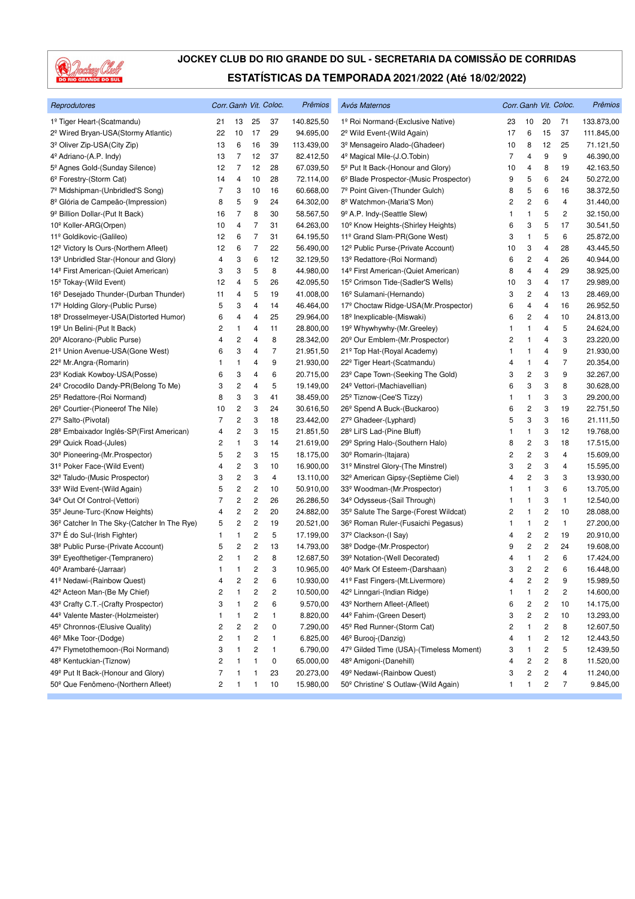# JOCKEY CLUB DO RIO GRANDE DO SUL - SECRETARIA DA COMISSÃO DE CORRIDAS

## ESTATÍSTICAS DA TEMPORADA 2021/2022 (Até 18/02/2022)

| Reprodutores | Corr. | Ganh | Vit. | Coloc. | Prêmios |
|---|---|---|---|---|---|
| 1º Tiger Heart-(Scatmandu) | 21 | 13 | 25 | 37 | 140.825,50 |
| 2º Wired Bryan-USA(Stormy Atlantic) | 22 | 10 | 17 | 29 | 94.695,00 |
| 3º Oliver Zip-USA(City Zip) | 13 | 6 | 16 | 39 | 113.439,00 |
| 4º Adriano-(A.P. Indy) | 13 | 7 | 12 | 37 | 82.412,50 |
| 5º Agnes Gold-(Sunday Silence) | 12 | 7 | 12 | 28 | 67.039,50 |
| 6º Forestry-(Storm Cat) | 14 | 4 | 10 | 28 | 72.114,00 |
| 7º Midshipman-(Unbridled'S Song) | 7 | 3 | 10 | 16 | 60.668,00 |
| 8º Glória de Campeão-(Impression) | 8 | 5 | 9 | 24 | 64.302,00 |
| 9º Billion Dollar-(Put It Back) | 16 | 7 | 8 | 30 | 58.567,50 |
| 10º Koller-ARG(Orpen) | 10 | 4 | 7 | 31 | 64.263,00 |
| 11º Goldikovic-(Galileo) | 12 | 6 | 7 | 31 | 64.195,50 |
| 12º Victory Is Ours-(Northern Afleet) | 12 | 6 | 7 | 22 | 56.490,00 |
| 13º Unbridled Star-(Honour and Glory) | 4 | 3 | 6 | 12 | 32.129,50 |
| 14º First American-(Quiet American) | 3 | 3 | 5 | 8 | 44.980,00 |
| 15º Tokay-(Wild Event) | 12 | 4 | 5 | 26 | 42.095,50 |
| 16º Desejado Thunder-(Durban Thunder) | 11 | 4 | 5 | 19 | 41.008,00 |
| 17º Holding Glory-(Public Purse) | 5 | 3 | 4 | 14 | 46.464,00 |
| 18º Drosselmeyer-USA(Distorted Humor) | 6 | 4 | 4 | 25 | 29.964,00 |
| 19º Un Belini-(Put It Back) | 2 | 1 | 4 | 11 | 28.800,00 |
| 20º Alcorano-(Public Purse) | 4 | 2 | 4 | 8 | 28.342,00 |
| 21º Union Avenue-USA(Gone West) | 6 | 3 | 4 | 7 | 21.951,50 |
| 22º Mr.Angra-(Romarin) | 1 | 1 | 4 | 9 | 21.930,00 |
| 23º Kodiak Kowboy-USA(Posse) | 6 | 3 | 4 | 6 | 20.715,00 |
| 24º Crocodilo Dandy-PR(Belong To Me) | 3 | 2 | 4 | 5 | 19.149,00 |
| 25º Redattore-(Roi Normand) | 8 | 3 | 3 | 41 | 38.459,00 |
| 26º Courtier-(Pioneerof The Nile) | 10 | 2 | 3 | 24 | 30.616,50 |
| 27º Salto-(Pivotal) | 7 | 2 | 3 | 18 | 23.442,00 |
| 28º Embaixador Inglês-SP(First American) | 4 | 2 | 3 | 15 | 21.851,50 |
| 29º Quick Road-(Jules) | 2 | 1 | 3 | 14 | 21.619,00 |
| 30º Pioneering-(Mr.Prospector) | 5 | 2 | 3 | 15 | 18.175,00 |
| 31º Poker Face-(Wild Event) | 4 | 2 | 3 | 10 | 16.900,00 |
| 32º Taludo-(Music Prospector) | 3 | 2 | 3 | 4 | 13.110,00 |
| 33º Wild Event-(Wild Again) | 5 | 2 | 2 | 10 | 50.910,00 |
| 34º Out Of Control-(Vettori) | 7 | 2 | 2 | 26 | 26.286,50 |
| 35º Jeune-Turc-(Know Heights) | 4 | 2 | 2 | 20 | 24.882,00 |
| 36º Catcher In The Sky-(Catcher In The Rye) | 5 | 2 | 2 | 19 | 20.521,00 |
| 37º É do Sul-(Irish Fighter) | 1 | 1 | 2 | 5 | 17.199,00 |
| 38º Public Purse-(Private Account) | 5 | 2 | 2 | 13 | 14.793,00 |
| 39º Eyeofthetiger-(Tempranero) | 2 | 1 | 2 | 8 | 12.687,50 |
| 40º Arambaré-(Jarraar) | 1 | 1 | 2 | 3 | 10.965,00 |
| 41º Nedawi-(Rainbow Quest) | 4 | 2 | 2 | 6 | 10.930,00 |
| 42º Acteon Man-(Be My Chief) | 2 | 1 | 2 | 2 | 10.500,00 |
| 43º Crafty C.T.-(Crafty Prospector) | 3 | 1 | 2 | 6 | 9.570,00 |
| 44º Valente Master-(Holzmeister) | 1 | 1 | 2 | 1 | 8.820,00 |
| 45º Chronnos-(Elusive Quality) | 2 | 2 | 2 | 0 | 7.290,00 |
| 46º Mike Toor-(Dodge) | 2 | 1 | 2 | 1 | 6.825,00 |
| 47º Flymetothemoon-(Roi Normand) | 3 | 1 | 2 | 1 | 6.790,00 |
| 48º Kentuckian-(Tiznow) | 2 | 1 | 1 | 0 | 65.000,00 |
| 49º Put It Back-(Honour and Glory) | 7 | 1 | 1 | 23 | 20.273,00 |
| 50º Que Fenômeno-(Northern Afleet) | 2 | 1 | 1 | 10 | 15.980,00 |

| Avós Maternos | Corr. | Ganh | Vit. | Coloc. | Prêmios |
|---|---|---|---|---|---|
| 1º Roi Normand-(Exclusive Native) | 23 | 10 | 20 | 71 | 133.873,00 |
| 2º Wild Event-(Wild Again) | 17 | 6 | 15 | 37 | 111.845,00 |
| 3º Mensageiro Alado-(Ghadeer) | 10 | 8 | 12 | 25 | 71.121,50 |
| 4º Magical Mile-(J.O.Tobin) | 7 | 4 | 9 | 9 | 46.390,00 |
| 5º Put It Back-(Honour and Glory) | 10 | 4 | 8 | 19 | 42.163,50 |
| 6º Blade Prospector-(Music Prospector) | 9 | 5 | 6 | 24 | 50.272,00 |
| 7º Point Given-(Thunder Gulch) | 8 | 5 | 6 | 16 | 38.372,50 |
| 8º Watchmon-(Maria'S Mon) | 2 | 2 | 6 | 4 | 31.440,00 |
| 9º A.P. Indy-(Seattle Slew) | 1 | 1 | 5 | 2 | 32.150,00 |
| 10º Know Heights-(Shirley Heights) | 6 | 3 | 5 | 17 | 30.541,50 |
| 11º Grand Slam-PR(Gone West) | 3 | 1 | 5 | 6 | 25.872,00 |
| 12º Public Purse-(Private Account) | 10 | 3 | 4 | 28 | 43.445,50 |
| 13º Redattore-(Roi Normand) | 6 | 2 | 4 | 26 | 40.944,00 |
| 14º First American-(Quiet American) | 8 | 4 | 4 | 29 | 38.925,00 |
| 15º Crimson Tide-(Sadler'S Wells) | 10 | 3 | 4 | 17 | 29.989,00 |
| 16º Sulamani-(Hernando) | 3 | 2 | 4 | 13 | 28.469,00 |
| 17º Choctaw Ridge-USA(Mr.Prospector) | 6 | 4 | 4 | 16 | 26.952,50 |
| 18º Inexplicable-(Miswaki) | 6 | 2 | 4 | 10 | 24.813,00 |
| 19º Whywhywhy-(Mr.Greeley) | 1 | 1 | 4 | 5 | 24.624,00 |
| 20º Our Emblem-(Mr.Prospector) | 2 | 1 | 4 | 3 | 23.220,00 |
| 21º Top Hat-(Royal Academy) | 1 | 1 | 4 | 9 | 21.930,00 |
| 22º Tiger Heart-(Scatmandu) | 4 | 1 | 4 | 7 | 20.354,00 |
| 23º Cape Town-(Seeking The Gold) | 3 | 2 | 3 | 9 | 32.267,00 |
| 24º Vettori-(Machiavellian) | 6 | 3 | 3 | 8 | 30.628,00 |
| 25º Tiznow-(Cee'S Tizzy) | 1 | 1 | 3 | 3 | 29.200,00 |
| 26º Spend A Buck-(Buckaroo) | 6 | 2 | 3 | 19 | 22.751,50 |
| 27º Ghadeer-(Lyphard) | 5 | 3 | 3 | 16 | 21.111,50 |
| 28º Lil'S Lad-(Pine Bluff) | 1 | 1 | 3 | 12 | 19.768,00 |
| 29º Spring Halo-(Southern Halo) | 8 | 2 | 3 | 18 | 17.515,00 |
| 30º Romarin-(Itajara) | 2 | 2 | 3 | 4 | 15.609,00 |
| 31º Minstrel Glory-(The Minstrel) | 3 | 2 | 3 | 4 | 15.595,00 |
| 32º American Gipsy-(Septième Ciel) | 4 | 2 | 3 | 3 | 13.930,00 |
| 33º Woodman-(Mr.Prospector) | 1 | 1 | 3 | 6 | 13.705,00 |
| 34º Odysseus-(Sail Through) | 1 | 1 | 3 | 1 | 12.540,00 |
| 35º Salute The Sarge-(Forest Wildcat) | 2 | 1 | 2 | 10 | 28.088,00 |
| 36º Reman Ruler-(Fusaichi Pegasus) | 1 | 1 | 2 | 1 | 27.200,00 |
| 37º Clackson-(I Say) | 4 | 2 | 2 | 19 | 20.910,00 |
| 38º Dodge-(Mr.Prospector) | 9 | 2 | 2 | 24 | 19.608,00 |
| 39º Notation-(Well Decorated) | 4 | 1 | 2 | 6 | 17.424,00 |
| 40º Mark Of Esteem-(Darshaan) | 3 | 2 | 2 | 6 | 16.448,00 |
| 41º Fast Fingers-(Mt.Livermore) | 4 | 2 | 2 | 9 | 15.989,50 |
| 42º Linngari-(Indian Ridge) | 1 | 1 | 2 | 2 | 14.600,00 |
| 43º Northern Afleet-(Afleet) | 6 | 2 | 2 | 10 | 14.175,00 |
| 44º Fahim-(Green Desert) | 3 | 2 | 2 | 10 | 13.293,00 |
| 45º Red Runner-(Storm Cat) | 2 | 1 | 2 | 8 | 12.607,50 |
| 46º Burooj-(Danzig) | 4 | 1 | 2 | 12 | 12.443,50 |
| 47º Gilded Time (USA)-(Timeless Moment) | 3 | 1 | 2 | 5 | 12.439,50 |
| 48º Amigoni-(Danehill) | 4 | 2 | 2 | 8 | 11.520,00 |
| 49º Nedawi-(Rainbow Quest) | 3 | 2 | 2 | 4 | 11.240,00 |
| 50º Christine' S Outlaw-(Wild Again) | 1 | 1 | 2 | 7 | 9.845,00 |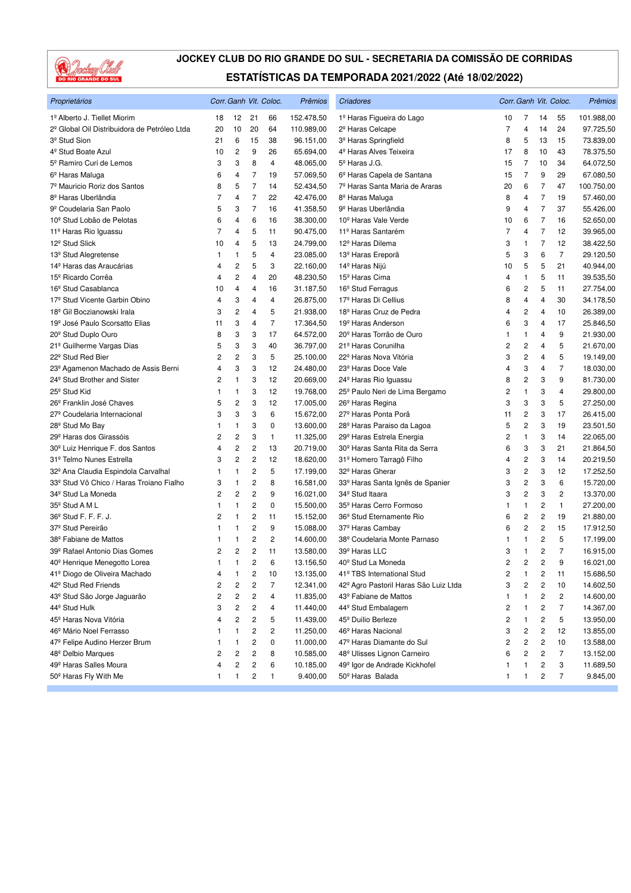# JOCKEY CLUB DO RIO GRANDE DO SUL - SECRETARIA DA COMISSÃO DE CORRIDAS

## ESTATÍSTICAS DA TEMPORADA 2021/2022 (Até 18/02/2022)

| *Proprietários* | *Corr.* | *Ganh* | *Vit.* | *Coloc.* | *Prêmios* |
|---|---|---|---|---|---|
| 1º Alberto J. Tiellet Miorim | 18 | 12 | 21 | 66 | 152.478,50 |
| 2º Global Oil Distribuidora de Petróleo Ltda | 20 | 10 | 20 | 64 | 110.989,00 |
| 3º Stud Sion | 21 | 6 | 15 | 38 | 96.151,00 |
| 4º Stud Boate Azul | 10 | 2 | 9 | 26 | 65.694,00 |
| 5º Ramiro Curi de Lemos | 3 | 3 | 8 | 4 | 48.065,00 |
| 6º Haras Maluga | 6 | 4 | 7 | 19 | 57.069,50 |
| 7º Mauricio Roriz dos Santos | 8 | 5 | 7 | 14 | 52.434,50 |
| 8º Haras Uberlândia | 7 | 4 | 7 | 22 | 42.476,00 |
| 9º Coudelaria San Paolo | 5 | 3 | 7 | 16 | 41.358,50 |
| 10º Stud Lobão de Pelotas | 6 | 4 | 6 | 16 | 38.300,00 |
| 11º Haras Rio Iguassu | 7 | 4 | 5 | 11 | 90.475,00 |
| 12º Stud Slick | 10 | 4 | 5 | 13 | 24.799,00 |
| 13º Stud Alegretense | 1 | 1 | 5 | 4 | 23.085,00 |
| 14º Haras das Araucárias | 4 | 2 | 5 | 3 | 22.160,00 |
| 15º Ricardo Corrêa | 4 | 2 | 4 | 20 | 48.230,50 |
| 16º Stud Casablanca | 10 | 4 | 4 | 16 | 31.187,50 |
| 17º Stud Vicente Garbin Obino | 4 | 3 | 4 | 4 | 26.875,00 |
| 18º Gil Boczianowski Irala | 3 | 2 | 4 | 5 | 21.938,00 |
| 19º José Paulo Scorsatto Elias | 11 | 3 | 4 | 7 | 17.364,50 |
| 20º Stud Duplo Ouro | 8 | 3 | 3 | 17 | 64.572,00 |
| 21º Guilherme Vargas Dias | 5 | 3 | 3 | 40 | 36.797,00 |
| 22º Stud Red Bier | 2 | 2 | 3 | 5 | 25.100,00 |
| 23º Agamenon Machado de Assis Berni | 4 | 3 | 3 | 12 | 24.480,00 |
| 24º Stud Brother and Sister | 2 | 1 | 3 | 12 | 20.669,00 |
| 25º Stud Kid | 1 | 1 | 3 | 12 | 19.768,00 |
| 26º Franklin José Chaves | 5 | 2 | 3 | 12 | 17.005,00 |
| 27º Coudelaria Internacional | 3 | 3 | 3 | 6 | 15.672,00 |
| 28º Stud Mo Bay | 1 | 1 | 3 | 0 | 13.600,00 |
| 29º Haras dos Girassóis | 2 | 2 | 3 | 1 | 11.325,00 |
| 30º Luiz Henrique F. dos Santos | 4 | 2 | 2 | 13 | 20.719,00 |
| 31º Telmo Nunes Estrella | 3 | 2 | 2 | 12 | 18.620,00 |
| 32º Ana Claudia Espindola Carvalhal | 1 | 1 | 2 | 5 | 17.199,00 |
| 33º Stud Vô Chico / Haras Troiano Fialho | 3 | 1 | 2 | 8 | 16.581,00 |
| 34º Stud La Moneda | 2 | 2 | 2 | 9 | 16.021,00 |
| 35º Stud A M L | 1 | 1 | 2 | 0 | 15.500,00 |
| 36º Stud F. F. F. J. | 2 | 1 | 2 | 11 | 15.152,00 |
| 37º Stud Pereirão | 1 | 1 | 2 | 9 | 15.088,00 |
| 38º Fabiane de Mattos | 1 | 1 | 2 | 2 | 14.600,00 |
| 39º Rafael Antonio Dias Gomes | 2 | 2 | 2 | 11 | 13.580,00 |
| 40º Henrique Menegotto Lorea | 1 | 1 | 2 | 6 | 13.156,50 |
| 41º Diogo de Oliveira Machado | 4 | 1 | 2 | 10 | 13.135,00 |
| 42º Stud Red Friends | 2 | 2 | 2 | 7 | 12.341,00 |
| 43º Stud São Jorge Jaguarão | 2 | 2 | 2 | 4 | 11.835,00 |
| 44º Stud Hulk | 3 | 2 | 2 | 4 | 11.440,00 |
| 45º Haras Nova Vitória | 4 | 2 | 2 | 5 | 11.439,00 |
| 46º Mário Noel Ferrasso | 1 | 1 | 2 | 2 | 11.250,00 |
| 47º Felipe Audino Herzer Brum | 1 | 1 | 2 | 0 | 11.000,00 |
| 48º Delbio Marques | 2 | 2 | 2 | 8 | 10.585,00 |
| 49º Haras Salles Moura | 4 | 2 | 2 | 6 | 10.185,00 |
| 50º Haras Fly With Me | 1 | 1 | 2 | 1 | 9.400,00 |

| *Criadores* | *Corr.* | *Ganh* | *Vit.* | *Coloc.* | *Prêmios* |
|---|---|---|---|---|---|
| 1º Haras Figueira do Lago | 10 | 7 | 14 | 55 | 101.988,00 |
| 2º Haras Celcape | 7 | 4 | 14 | 24 | 97.725,50 |
| 3º Haras Springfield | 8 | 5 | 13 | 15 | 73.839,00 |
| 4º Haras Alves Teixeira | 17 | 8 | 10 | 43 | 78.375,50 |
| 5º Haras J.G. | 15 | 7 | 10 | 34 | 64.072,50 |
| 6º Haras Capela de Santana | 15 | 7 | 9 | 29 | 67.080,50 |
| 7º Haras Santa Maria de Araras | 20 | 6 | 7 | 47 | 100.750,00 |
| 8º Haras Maluga | 8 | 4 | 7 | 19 | 57.460,00 |
| 9º Haras Uberlândia | 9 | 4 | 7 | 37 | 55.426,00 |
| 10º Haras Vale Verde | 10 | 6 | 7 | 16 | 52.650,00 |
| 11º Haras Santarém | 7 | 4 | 7 | 12 | 39.965,00 |
| 12º Haras Dilema | 3 | 1 | 7 | 12 | 38.422,50 |
| 13º Haras Ereporã | 5 | 3 | 6 | 7 | 29.120,50 |
| 14º Haras Nijú | 10 | 5 | 5 | 21 | 40.944,00 |
| 15º Haras Cima | 4 | 1 | 5 | 11 | 39.535,50 |
| 16º Stud Ferragus | 6 | 2 | 5 | 11 | 27.754,00 |
| 17º Haras Di Cellius | 8 | 4 | 4 | 30 | 34.178,50 |
| 18º Haras Cruz de Pedra | 4 | 2 | 4 | 10 | 26.389,00 |
| 19º Haras Anderson | 6 | 3 | 4 | 17 | 25.846,50 |
| 20º Haras Torrão de Ouro | 1 | 1 | 4 | 9 | 21.930,00 |
| 21º Haras Corunilha | 2 | 2 | 4 | 5 | 21.670,00 |
| 22º Haras Nova Vitória | 3 | 2 | 4 | 5 | 19.149,00 |
| 23º Haras Doce Vale | 4 | 3 | 4 | 7 | 18.030,00 |
| 24º Haras Rio Iguassu | 8 | 2 | 3 | 9 | 81.730,00 |
| 25º Paulo Neri de Lima Bergamo | 2 | 1 | 3 | 4 | 29.800,00 |
| 26º Haras Regina | 3 | 3 | 3 | 5 | 27.250,00 |
| 27º Haras Ponta Porã | 11 | 2 | 3 | 17 | 26.415,00 |
| 28º Haras Paraiso da Lagoa | 5 | 2 | 3 | 19 | 23.501,50 |
| 29º Haras Estrela Energia | 2 | 1 | 3 | 14 | 22.065,00 |
| 30º Haras Santa Rita da Serra | 6 | 3 | 3 | 21 | 21.864,50 |
| 31º Homero Tarragô Filho | 4 | 2 | 3 | 14 | 20.219,50 |
| 32º Haras Gherar | 3 | 2 | 3 | 12 | 17.252,50 |
| 33º Haras Santa Ignês de Spanier | 3 | 2 | 3 | 6 | 15.720,00 |
| 34º Stud Itaara | 3 | 2 | 3 | 2 | 13.370,00 |
| 35º Haras Cerro Formoso | 1 | 1 | 2 | 1 | 27.200,00 |
| 36º Stud Eternamente Rio | 6 | 2 | 2 | 19 | 21.880,00 |
| 37º Haras Cambay | 6 | 2 | 2 | 15 | 17.912,50 |
| 38º Coudelaria Monte Parnaso | 1 | 1 | 2 | 5 | 17.199,00 |
| 39º Haras LLC | 3 | 1 | 2 | 7 | 16.915,00 |
| 40º Stud La Moneda | 2 | 2 | 2 | 9 | 16.021,00 |
| 41º TBS International Stud | 2 | 1 | 2 | 11 | 15.686,50 |
| 42º Agro Pastoril Haras São Luiz Ltda | 3 | 2 | 2 | 10 | 14.602,50 |
| 43º Fabiane de Mattos | 1 | 1 | 2 | 2 | 14.600,00 |
| 44º Stud Embalagem | 2 | 1 | 2 | 7 | 14.367,00 |
| 45º Duilio Berleze | 2 | 1 | 2 | 5 | 13.950,00 |
| 46º Haras Nacional | 3 | 2 | 2 | 12 | 13.855,00 |
| 47º Haras Diamante do Sul | 2 | 2 | 2 | 10 | 13.588,00 |
| 48º Ulisses Lignon Carneiro | 6 | 2 | 2 | 7 | 13.152,00 |
| 49º Igor de Andrade Kickhofel | 1 | 1 | 2 | 3 | 11.689,50 |
| 50º Haras Balada | 1 | 1 | 2 | 7 | 9.845,00 |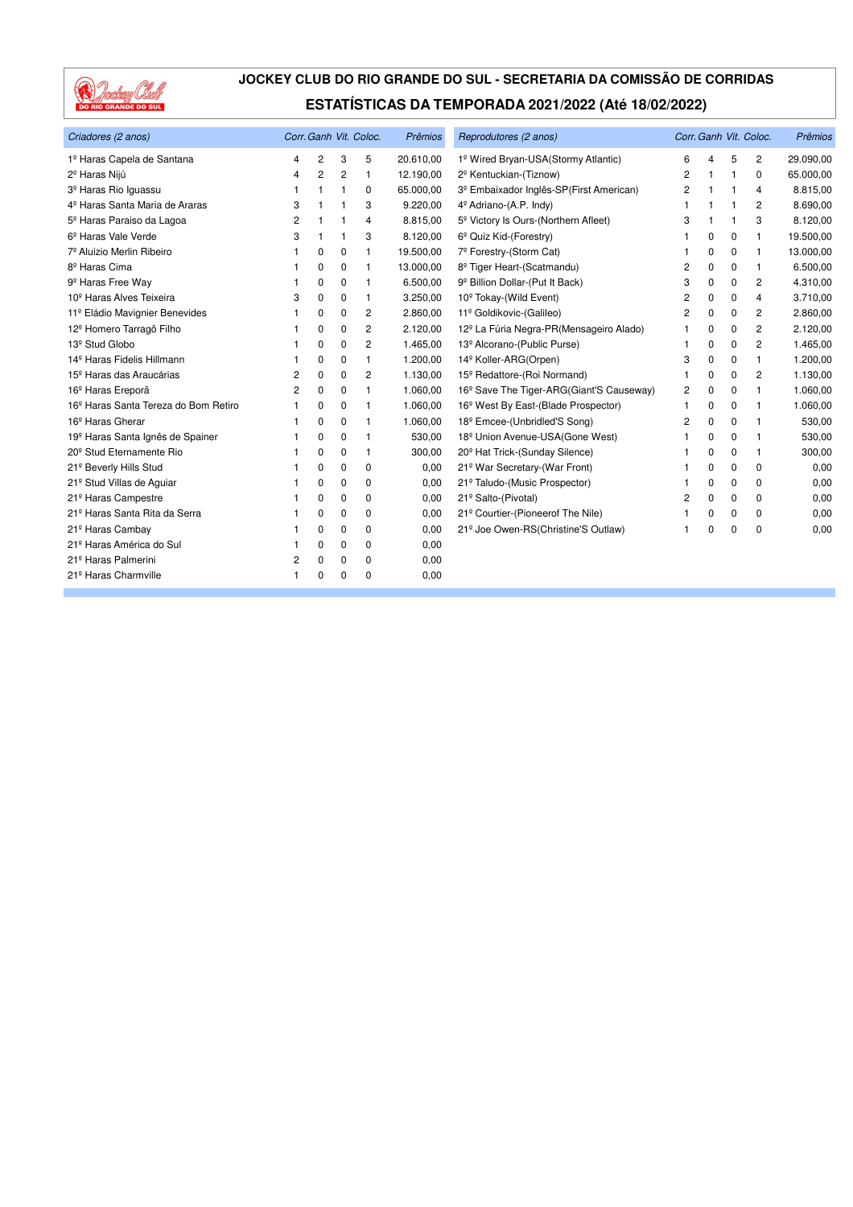# JOCKEY CLUB DO RIO GRANDE DO SUL - SECRETARIA DA COMISSÃO DE CORRIDAS

## ESTATÍSTICAS DA TEMPORADA 2021/2022 (Até 18/02/2022)

| *Criadores (2 anos)* | *Corr.* | *Ganh* | *Vit.* | *Coloc.* | *Prêmios* |
|---|---|---|---|---|---|
| 1º Haras Capela de Santana | 4 | 2 | 3 | 5 | 20.610,00 |
| 2º Haras Nijú | 4 | 2 | 2 | 1 | 12.190,00 |
| 3º Haras Rio Iguassu | 1 | 1 | 1 | 0 | 65.000,00 |
| 4º Haras Santa Maria de Araras | 3 | 1 | 1 | 3 | 9.220,00 |
| 5º Haras Paraiso da Lagoa | 2 | 1 | 1 | 4 | 8.815,00 |
| 6º Haras Vale Verde | 3 | 1 | 1 | 3 | 8.120,00 |
| 7º Aluizio Merlin Ribeiro | 1 | 0 | 0 | 1 | 19.500,00 |
| 8º Haras Cima | 1 | 0 | 0 | 1 | 13.000,00 |
| 9º Haras Free Way | 1 | 0 | 0 | 1 | 6.500,00 |
| 10º Haras Alves Teixeira | 3 | 0 | 0 | 1 | 3.250,00 |
| 11º Eládio Mavignier Benevides | 1 | 0 | 0 | 2 | 2.860,00 |
| 12º Homero Tarragô Filho | 1 | 0 | 0 | 2 | 2.120,00 |
| 13º Stud Globo | 1 | 0 | 0 | 2 | 1.465,00 |
| 14º Haras Fidelis Hillmann | 1 | 0 | 0 | 1 | 1.200,00 |
| 15º Haras das Araucárias | 2 | 0 | 0 | 2 | 1.130,00 |
| 16º Haras Ereporã | 2 | 0 | 0 | 1 | 1.060,00 |
| 16º Haras Santa Tereza do Bom Retiro | 1 | 0 | 0 | 1 | 1.060,00 |
| 16º Haras Gherar | 1 | 0 | 0 | 1 | 1.060,00 |
| 19º Haras Santa Ignês de Spainer | 1 | 0 | 0 | 1 | 530,00 |
| 20º Stud Eternamente Rio | 1 | 0 | 0 | 1 | 300,00 |
| 21º Beverly Hills Stud | 1 | 0 | 0 | 0 | 0,00 |
| 21º Stud Villas de Aguiar | 1 | 0 | 0 | 0 | 0,00 |
| 21º Haras Campestre | 1 | 0 | 0 | 0 | 0,00 |
| 21º Haras Santa Rita da Serra | 1 | 0 | 0 | 0 | 0,00 |
| 21º Haras Cambay | 1 | 0 | 0 | 0 | 0,00 |
| 21º Haras América do Sul | 1 | 0 | 0 | 0 | 0,00 |
| 21º Haras Palmerini | 2 | 0 | 0 | 0 | 0,00 |
| 21º Haras Charmville | 1 | 0 | 0 | 0 | 0,00 |

| *Reprodutores (2 anos)* | *Corr.* | *Ganh* | *Vit.* | *Coloc.* | *Prêmios* |
|---|---|---|---|---|---|
| 1º Wired Bryan-USA(Stormy Atlantic) | 6 | 4 | 5 | 2 | 29.090,00 |
| 2º Kentuckian-(Tiznow) | 2 | 1 | 1 | 0 | 65.000,00 |
| 3º Embaixador Inglês-SP(First American) | 2 | 1 | 1 | 4 | 8.815,00 |
| 4º Adriano-(A.P. Indy) | 1 | 1 | 1 | 2 | 8.690,00 |
| 5º Victory Is Ours-(Northern Afleet) | 3 | 1 | 1 | 3 | 8.120,00 |
| 6º Quiz Kid-(Forestry) | 1 | 0 | 0 | 1 | 19.500,00 |
| 7º Forestry-(Storm Cat) | 1 | 0 | 0 | 1 | 13.000,00 |
| 8º Tiger Heart-(Scatmandu) | 2 | 0 | 0 | 1 | 6.500,00 |
| 9º Billion Dollar-(Put It Back) | 3 | 0 | 0 | 2 | 4.310,00 |
| 10º Tokay-(Wild Event) | 2 | 0 | 0 | 4 | 3.710,00 |
| 11º Goldikovic-(Galileo) | 2 | 0 | 0 | 2 | 2.860,00 |
| 12º La Fúria Negra-PR(Mensageiro Alado) | 1 | 0 | 0 | 2 | 2.120,00 |
| 13º Alcorano-(Public Purse) | 1 | 0 | 0 | 2 | 1.465,00 |
| 14º Koller-ARG(Orpen) | 3 | 0 | 0 | 1 | 1.200,00 |
| 15º Redattore-(Roi Normand) | 1 | 0 | 0 | 2 | 1.130,00 |
| 16º Save The Tiger-ARG(Giant'S Causeway) | 2 | 0 | 0 | 1 | 1.060,00 |
| 16º West By East-(Blade Prospector) | 1 | 0 | 0 | 1 | 1.060,00 |
| 18º Emcee-(Unbridled'S Song) | 2 | 0 | 0 | 1 | 530,00 |
| 18º Union Avenue-USA(Gone West) | 1 | 0 | 0 | 1 | 530,00 |
| 20º Hat Trick-(Sunday Silence) | 1 | 0 | 0 | 1 | 300,00 |
| 21º War Secretary-(War Front) | 1 | 0 | 0 | 0 | 0,00 |
| 21º Taludo-(Music Prospector) | 1 | 0 | 0 | 0 | 0,00 |
| 21º Salto-(Pivotal) | 2 | 0 | 0 | 0 | 0,00 |
| 21º Courtier-(Pioneerof The Nile) | 1 | 0 | 0 | 0 | 0,00 |
| 21º Joe Owen-RS(Christine'S Outlaw) | 1 | 0 | 0 | 0 | 0,00 |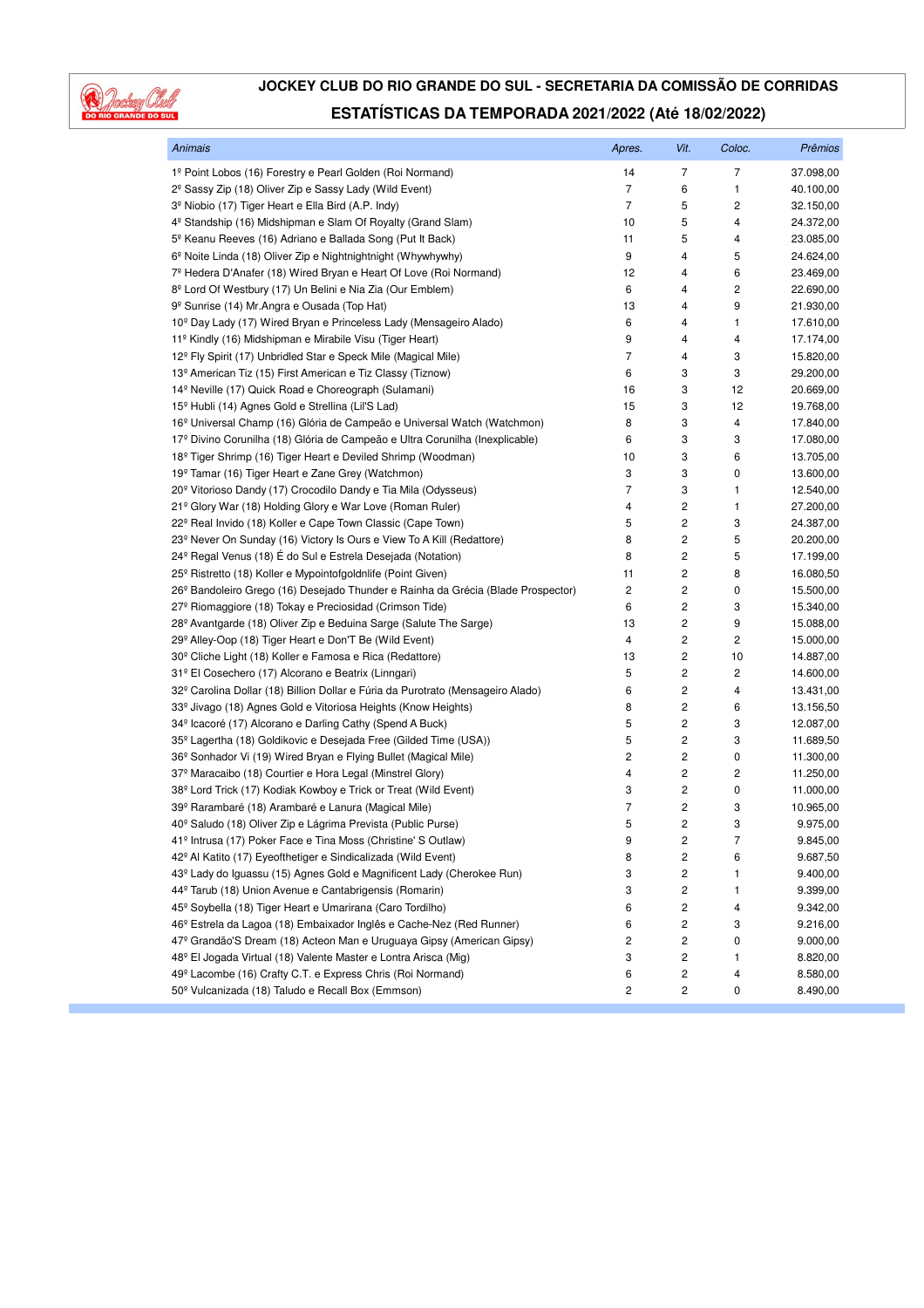# JOCKEY CLUB DO RIO GRANDE DO SUL - SECRETARIA DA COMISSÃO DE CORRIDAS

## ESTATÍSTICAS DA TEMPORADA 2021/2022 (Até 18/02/2022)

| *Animais* | *Apres.* | *Vit.* | *Coloc.* | *Prêmios* |
|---|---|---|---|---|
| 1º Point Lobos (16) Forestry e Pearl Golden (Roi Normand) | 14 | 7 | 7 | 37.098,00 |
| 2º Sassy Zip (18) Oliver Zip e Sassy Lady (Wild Event) | 7 | 6 | 1 | 40.100,00 |
| 3º Niobio (17) Tiger Heart e Ella Bird (A.P. Indy) | 7 | 5 | 2 | 32.150,00 |
| 4º Standship (16) Midshipman e Slam Of Royalty (Grand Slam) | 10 | 5 | 4 | 24.372,00 |
| 5º Keanu Reeves (16) Adriano e Ballada Song (Put It Back) | 11 | 5 | 4 | 23.085,00 |
| 6º Noite Linda (18) Oliver Zip e Nightnightnight (Whywhywhy) | 9 | 4 | 5 | 24.624,00 |
| 7º Hedera D'Anafer (18) Wired Bryan e Heart Of Love (Roi Normand) | 12 | 4 | 6 | 23.469,00 |
| 8º Lord Of Westbury (17) Un Belini e Nia Zia (Our Emblem) | 6 | 4 | 2 | 22.690,00 |
| 9º Sunrise (14) Mr.Angra e Ousada (Top Hat) | 13 | 4 | 9 | 21.930,00 |
| 10º Day Lady (17) Wired Bryan e Princeless Lady (Mensageiro Alado) | 6 | 4 | 1 | 17.610,00 |
| 11º Kindly (16) Midshipman e Mirabile Visu (Tiger Heart) | 9 | 4 | 4 | 17.174,00 |
| 12º Fly Spirit (17) Unbridled Star e Speck Mile (Magical Mile) | 7 | 4 | 3 | 15.820,00 |
| 13º American Tiz (15) First American e Tiz Classy (Tiznow) | 6 | 3 | 3 | 29.200,00 |
| 14º Neville (17) Quick Road e Choreograph (Sulamani) | 16 | 3 | 12 | 20.669,00 |
| 15º Hubli (14) Agnes Gold e Strellina (Lil'S Lad) | 15 | 3 | 12 | 19.768,00 |
| 16º Universal Champ (16) Glória de Campeão e Universal Watch (Watchmon) | 8 | 3 | 4 | 17.840,00 |
| 17º Divino Corunilha (18) Glória de Campeão e Ultra Corunilha (Inexplicable) | 6 | 3 | 3 | 17.080,00 |
| 18º Tiger Shrimp (16) Tiger Heart e Deviled Shrimp (Woodman) | 10 | 3 | 6 | 13.705,00 |
| 19º Tamar (16) Tiger Heart e Zane Grey (Watchmon) | 3 | 3 | 0 | 13.600,00 |
| 20º Vitorioso Dandy (17) Crocodilo Dandy e Tia Mila (Odysseus) | 7 | 3 | 1 | 12.540,00 |
| 21º Glory War (18) Holding Glory e War Love (Roman Ruler) | 4 | 2 | 1 | 27.200,00 |
| 22º Real Invido (18) Koller e Cape Town Classic (Cape Town) | 5 | 2 | 3 | 24.387,00 |
| 23º Never On Sunday (16) Victory Is Ours e View To A Kill (Redattore) | 8 | 2 | 5 | 20.200,00 |
| 24º Regal Venus (18) É do Sul e Estrela Desejada (Notation) | 8 | 2 | 5 | 17.199,00 |
| 25º Ristretto (18) Koller e Mypointofgoldnlife (Point Given) | 11 | 2 | 8 | 16.080,50 |
| 26º Bandoleiro Grego (16) Desejado Thunder e Rainha da Grécia (Blade Prospector) | 2 | 2 | 0 | 15.500,00 |
| 27º Riomaggiore (18) Tokay e Preciosidad (Crimson Tide) | 6 | 2 | 3 | 15.340,00 |
| 28º Avantgarde (18) Oliver Zip e Beduina Sarge (Salute The Sarge) | 13 | 2 | 9 | 15.088,00 |
| 29º Alley-Oop (18) Tiger Heart e Don'T Be (Wild Event) | 4 | 2 | 2 | 15.000,00 |
| 30º Cliche Light (18) Koller e Famosa e Rica (Redattore) | 13 | 2 | 10 | 14.887,00 |
| 31º El Cosechero (17) Alcorano e Beatrix (Linngari) | 5 | 2 | 2 | 14.600,00 |
| 32º Carolina Dollar (18) Billion Dollar e Fúria da Purotrato (Mensageiro Alado) | 6 | 2 | 4 | 13.431,00 |
| 33º Jivago (18) Agnes Gold e Vitoriosa Heights (Know Heights) | 8 | 2 | 6 | 13.156,50 |
| 34º Icacoré (17) Alcorano e Darling Cathy (Spend A Buck) | 5 | 2 | 3 | 12.087,00 |
| 35º Lagertha (18) Goldikovic e Desejada Free (Gilded Time (USA)) | 5 | 2 | 3 | 11.689,50 |
| 36º Sonhador Vi (19) Wired Bryan e Flying Bullet (Magical Mile) | 2 | 2 | 0 | 11.300,00 |
| 37º Maracaibo (18) Courtier e Hora Legal (Minstrel Glory) | 4 | 2 | 2 | 11.250,00 |
| 38º Lord Trick (17) Kodiak Kowboy e Trick or Treat (Wild Event) | 3 | 2 | 0 | 11.000,00 |
| 39º Rarambaré (18) Arambaré e Lanura (Magical Mile) | 7 | 2 | 3 | 10.965,00 |
| 40º Saludo (18) Oliver Zip e Lágrima Prevista (Public Purse) | 5 | 2 | 3 | 9.975,00 |
| 41º Intrusa (17) Poker Face e Tina Moss (Christine' S Outlaw) | 9 | 2 | 7 | 9.845,00 |
| 42º Al Katito (17) Eyeofthetiger e Sindicalizada (Wild Event) | 8 | 2 | 6 | 9.687,50 |
| 43º Lady do Iguassu (15) Agnes Gold e Magnificent Lady (Cherokee Run) | 3 | 2 | 1 | 9.400,00 |
| 44º Tarub (18) Union Avenue e Cantabrigensis (Romarin) | 3 | 2 | 1 | 9.399,00 |
| 45º Soybella (18) Tiger Heart e Umarirana (Caro Tordilho) | 6 | 2 | 4 | 9.342,00 |
| 46º Estrela da Lagoa (18) Embaixador Inglês e Cache-Nez (Red Runner) | 6 | 2 | 3 | 9.216,00 |
| 47º Grandão'S Dream (18) Acteon Man e Uruguaya Gipsy (American Gipsy) | 2 | 2 | 0 | 9.000,00 |
| 48º El Jogada Virtual (18) Valente Master e Lontra Arisca (Mig) | 3 | 2 | 1 | 8.820,00 |
| 49º Lacombe (16) Crafty C.T. e Express Chris (Roi Normand) | 6 | 2 | 4 | 8.580,00 |
| 50º Vulcanizada (18) Taludo e Recall Box (Emmson) | 2 | 2 | 0 | 8.490,00 |